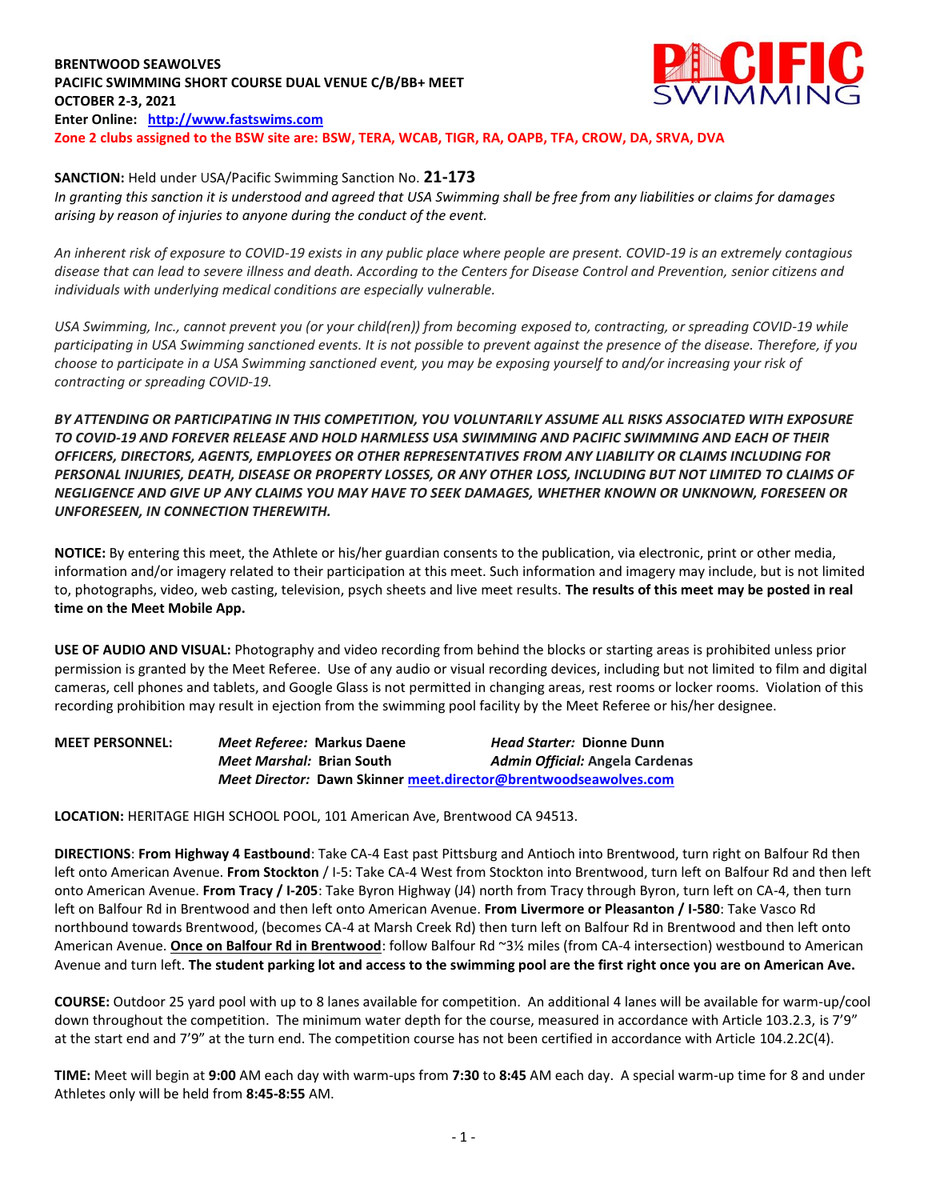**BRENTWOOD SEAWOLVES**
**PACIFIC SWIMMING SHORT COURSE DUAL VENUE C/B/BB+ MEET**
**OCTOBER 2-3, 2021**
**Enter Online: [http://www.fastswims.com](http://www.fastswims.com)**
**Zone 2 clubs assigned to the BSW site are: BSW, TERA, WCAB, TIGR, RA, OAPB, TFA, CROW, DA, SRVA, DVA**

**SANCTION:** Held under USA/Pacific Swimming Sanction No. **21-173**
*In granting this sanction it is understood and agreed that USA Swimming shall be free from any liabilities or claims for damages arising by reason of injuries to anyone during the conduct of the event.*

*An inherent risk of exposure to COVID-19 exists in any public place where people are present. COVID-19 is an extremely contagious disease that can lead to severe illness and death. According to the Centers for Disease Control and Prevention, senior citizens and individuals with underlying medical conditions are especially vulnerable.*

*USA Swimming, Inc., cannot prevent you (or your child(ren)) from becoming exposed to, contracting, or spreading COVID-19 while participating in USA Swimming sanctioned events. It is not possible to prevent against the presence of the disease. Therefore, if you choose to participate in a USA Swimming sanctioned event, you may be exposing yourself to and/or increasing your risk of contracting or spreading COVID-19.*

***BY ATTENDING OR PARTICIPATING IN THIS COMPETITION, YOU VOLUNTARILY ASSUME ALL RISKS ASSOCIATED WITH EXPOSURE TO COVID-19 AND FOREVER RELEASE AND HOLD HARMLESS USA SWIMMING AND PACIFIC SWIMMING AND EACH OF THEIR OFFICERS, DIRECTORS, AGENTS, EMPLOYEES OR OTHER REPRESENTATIVES FROM ANY LIABILITY OR CLAIMS INCLUDING FOR PERSONAL INJURIES, DEATH, DISEASE OR PROPERTY LOSSES, OR ANY OTHER LOSS, INCLUDING BUT NOT LIMITED TO CLAIMS OF NEGLIGENCE AND GIVE UP ANY CLAIMS YOU MAY HAVE TO SEEK DAMAGES, WHETHER KNOWN OR UNKNOWN, FORESEEN OR UNFORESEEN, IN CONNECTION THEREWITH.***

**NOTICE:** By entering this meet, the Athlete or his/her guardian consents to the publication, via electronic, print or other media, information and/or imagery related to their participation at this meet. Such information and imagery may include, but is not limited to, photographs, video, web casting, television, psych sheets and live meet results. **The results of this meet may be posted in real time on the Meet Mobile App.**

**USE OF AUDIO AND VISUAL:** Photography and video recording from behind the blocks or starting areas is prohibited unless prior permission is granted by the Meet Referee. Use of any audio or visual recording devices, including but not limited to film and digital cameras, cell phones and tablets, and Google Glass is not permitted in changing areas, rest rooms or locker rooms. Violation of this recording prohibition may result in ejection from the swimming pool facility by the Meet Referee or his/her designee.

**MEET PERSONNEL:**
***Meet Referee:*** **Markus Daene** — ***Head Starter:*** **Dionne Dunn**
***Meet Marshal:*** **Brian South** — ***Admin Official:*** **Angela Cardenas**
***Meet Director:*** **Dawn Skinner [meet.director@brentwoodseawolves.com](mailto:meet.director@brentwoodseawolves.com)**

**LOCATION:** HERITAGE HIGH SCHOOL POOL, 101 American Ave, Brentwood CA 94513.

**DIRECTIONS**: **From Highway 4 Eastbound**: Take CA-4 East past Pittsburg and Antioch into Brentwood, turn right on Balfour Rd then left onto American Avenue. **From Stockton** / I-5: Take CA-4 West from Stockton into Brentwood, turn left on Balfour Rd and then left onto American Avenue. **From Tracy / I-205**: Take Byron Highway (J4) north from Tracy through Byron, turn left on CA-4, then turn left on Balfour Rd in Brentwood and then left onto American Avenue. **From Livermore or Pleasanton / I-580**: Take Vasco Rd northbound towards Brentwood, (becomes CA-4 at Marsh Creek Rd) then turn left on Balfour Rd in Brentwood and then left onto American Avenue. **Once on Balfour Rd in Brentwood**: follow Balfour Rd ~3½ miles (from CA-4 intersection) westbound to American Avenue and turn left. **The student parking lot and access to the swimming pool are the first right once you are on American Ave.**

**COURSE:** Outdoor 25 yard pool with up to 8 lanes available for competition. An additional 4 lanes will be available for warm-up/cool down throughout the competition. The minimum water depth for the course, measured in accordance with Article 103.2.3, is 7'9" at the start end and 7'9" at the turn end. The competition course has not been certified in accordance with Article 104.2.2C(4).

**TIME:** Meet will begin at **9:00** AM each day with warm-ups from **7:30** to **8:45** AM each day. A special warm-up time for 8 and under Athletes only will be held from **8:45-8:55** AM.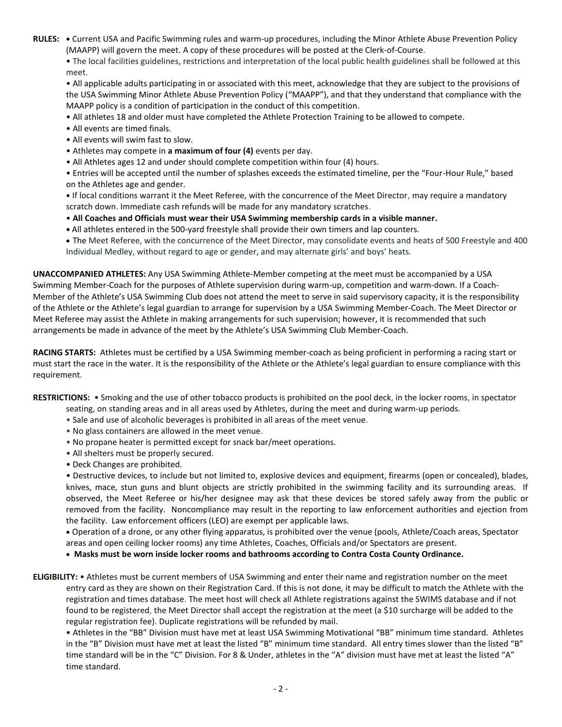**RULES:** • Current USA and Pacific Swimming rules and warm-up procedures, including the Minor Athlete Abuse Prevention Policy (MAAPP) will govern the meet. A copy of these procedures will be posted at the Clerk-of-Course.

• The local facilities guidelines, restrictions and interpretation of the local public health guidelines shall be followed at this meet.

• All applicable adults participating in or associated with this meet, acknowledge that they are subject to the provisions of the USA Swimming Minor Athlete Abuse Prevention Policy ("MAAPP"), and that they understand that compliance with the MAAPP policy is a condition of participation in the conduct of this competition.

• All athletes 18 and older must have completed the Athlete Protection Training to be allowed to compete.

• All events are timed finals.

• All events will swim fast to slow.

• Athletes may compete in **a maximum of four (4)** events per day.

• All Athletes ages 12 and under should complete competition within four (4) hours.

• Entries will be accepted until the number of splashes exceeds the estimated timeline, per the "Four-Hour Rule," based on the Athletes age and gender.

• If local conditions warrant it the Meet Referee, with the concurrence of the Meet Director, may require a mandatory scratch down. Immediate cash refunds will be made for any mandatory scratches.

• **All Coaches and Officials must wear their USA Swimming membership cards in a visible manner.**

• All athletes entered in the 500-yard freestyle shall provide their own timers and lap counters.

• The Meet Referee, with the concurrence of the Meet Director, may consolidate events and heats of 500 Freestyle and 400 Individual Medley, without regard to age or gender, and may alternate girls' and boys' heats.

**UNACCOMPANIED ATHLETES:** Any USA Swimming Athlete-Member competing at the meet must be accompanied by a USA Swimming Member-Coach for the purposes of Athlete supervision during warm-up, competition and warm-down. If a Coach-Member of the Athlete's USA Swimming Club does not attend the meet to serve in said supervisory capacity, it is the responsibility of the Athlete or the Athlete's legal guardian to arrange for supervision by a USA Swimming Member-Coach. The Meet Director or Meet Referee may assist the Athlete in making arrangements for such supervision; however, it is recommended that such arrangements be made in advance of the meet by the Athlete's USA Swimming Club Member-Coach.

**RACING STARTS:** Athletes must be certified by a USA Swimming member-coach as being proficient in performing a racing start or must start the race in the water. It is the responsibility of the Athlete or the Athlete's legal guardian to ensure compliance with this requirement.

**RESTRICTIONS:** • Smoking and the use of other tobacco products is prohibited on the pool deck, in the locker rooms, in spectator seating, on standing areas and in all areas used by Athletes, during the meet and during warm-up periods.

• Sale and use of alcoholic beverages is prohibited in all areas of the meet venue.

• No glass containers are allowed in the meet venue.

• No propane heater is permitted except for snack bar/meet operations.

• All shelters must be properly secured.

• Deck Changes are prohibited.

• Destructive devices, to include but not limited to, explosive devices and equipment, firearms (open or concealed), blades, knives, mace, stun guns and blunt objects are strictly prohibited in the swimming facility and its surrounding areas. If observed, the Meet Referee or his/her designee may ask that these devices be stored safely away from the public or removed from the facility. Noncompliance may result in the reporting to law enforcement authorities and ejection from the facility. Law enforcement officers (LEO) are exempt per applicable laws.

• Operation of a drone, or any other flying apparatus, is prohibited over the venue (pools, Athlete/Coach areas, Spectator areas and open ceiling locker rooms) any time Athletes, Coaches, Officials and/or Spectators are present.

• **Masks must be worn inside locker rooms and bathrooms according to Contra Costa County Ordinance.**

**ELIGIBILITY:** • Athletes must be current members of USA Swimming and enter their name and registration number on the meet entry card as they are shown on their Registration Card. If this is not done, it may be difficult to match the Athlete with the registration and times database. The meet host will check all Athlete registrations against the SWIMS database and if not found to be registered, the Meet Director shall accept the registration at the meet (a $10 surcharge will be added to the regular registration fee). Duplicate registrations will be refunded by mail.

• Athletes in the "BB" Division must have met at least USA Swimming Motivational "BB" minimum time standard. Athletes in the "B" Division must have met at least the listed "B" minimum time standard. All entry times slower than the listed "B" time standard will be in the "C" Division. For 8 & Under, athletes in the "A" division must have met at least the listed "A" time standard.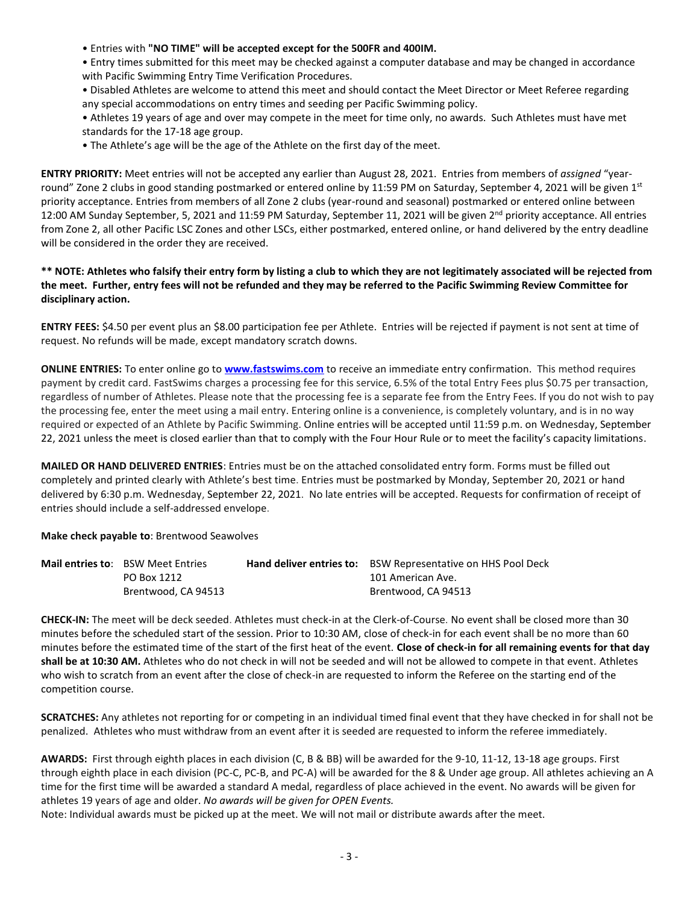- Entries with **"NO TIME" will be accepted except for the 500FR and 400IM.**
- Entry times submitted for this meet may be checked against a computer database and may be changed in accordance with Pacific Swimming Entry Time Verification Procedures.
- Disabled Athletes are welcome to attend this meet and should contact the Meet Director or Meet Referee regarding any special accommodations on entry times and seeding per Pacific Swimming policy.
- Athletes 19 years of age and over may compete in the meet for time only, no awards. Such Athletes must have met standards for the 17-18 age group.
- The Athlete's age will be the age of the Athlete on the first day of the meet.

**ENTRY PRIORITY:** Meet entries will not be accepted any earlier than August 28, 2021. Entries from members of *assigned* "year-round" Zone 2 clubs in good standing postmarked or entered online by 11:59 PM on Saturday, September 4, 2021 will be given 1st priority acceptance. Entries from members of all Zone 2 clubs (year-round and seasonal) postmarked or entered online between 12:00 AM Sunday September, 5, 2021 and 11:59 PM Saturday, September 11, 2021 will be given 2nd priority acceptance. All entries from Zone 2, all other Pacific LSC Zones and other LSCs, either postmarked, entered online, or hand delivered by the entry deadline will be considered in the order they are received.

**** NOTE: Athletes who falsify their entry form by listing a club to which they are not legitimately associated will be rejected from the meet. Further, entry fees will not be refunded and they may be referred to the Pacific Swimming Review Committee for disciplinary action.**

**ENTRY FEES:** $4.50 per event plus an $8.00 participation fee per Athlete. Entries will be rejected if payment is not sent at time of request. No refunds will be made, except mandatory scratch downs.

**ONLINE ENTRIES:** To enter online go to **www.fastswims.com** to receive an immediate entry confirmation. This method requires payment by credit card. FastSwims charges a processing fee for this service, 6.5% of the total Entry Fees plus $0.75 per transaction, regardless of number of Athletes. Please note that the processing fee is a separate fee from the Entry Fees. If you do not wish to pay the processing fee, enter the meet using a mail entry. Entering online is a convenience, is completely voluntary, and is in no way required or expected of an Athlete by Pacific Swimming. Online entries will be accepted until 11:59 p.m. on Wednesday, September 22, 2021 unless the meet is closed earlier than that to comply with the Four Hour Rule or to meet the facility's capacity limitations.

**MAILED OR HAND DELIVERED ENTRIES**: Entries must be on the attached consolidated entry form. Forms must be filled out completely and printed clearly with Athlete's best time. Entries must be postmarked by Monday, September 20, 2021 or hand delivered by 6:30 p.m. Wednesday, September 22, 2021. No late entries will be accepted. Requests for confirmation of receipt of entries should include a self-addressed envelope.

**Make check payable to**: Brentwood Seawolves

| **Mail entries to**: | BSW Meet Entries | **Hand deliver entries to:** | BSW Representative on HHS Pool Deck |
|---|---|---|---|
| | PO Box 1212 | | 101 American Ave. |
| | Brentwood, CA 94513 | | Brentwood, CA 94513 |

**CHECK-IN:** The meet will be deck seeded. Athletes must check-in at the Clerk-of-Course. No event shall be closed more than 30 minutes before the scheduled start of the session. Prior to 10:30 AM, close of check-in for each event shall be no more than 60 minutes before the estimated time of the start of the first heat of the event. **Close of check-in for all remaining events for that day shall be at 10:30 AM.** Athletes who do not check in will not be seeded and will not be allowed to compete in that event. Athletes who wish to scratch from an event after the close of check-in are requested to inform the Referee on the starting end of the competition course.

**SCRATCHES:** Any athletes not reporting for or competing in an individual timed final event that they have checked in for shall not be penalized. Athletes who must withdraw from an event after it is seeded are requested to inform the referee immediately.

**AWARDS:** First through eighth places in each division (C, B & BB) will be awarded for the 9-10, 11-12, 13-18 age groups. First through eighth place in each division (PC-C, PC-B, and PC-A) will be awarded for the 8 & Under age group. All athletes achieving an A time for the first time will be awarded a standard A medal, regardless of place achieved in the event. No awards will be given for athletes 19 years of age and older. *No awards will be given for OPEN Events.*

Note: Individual awards must be picked up at the meet. We will not mail or distribute awards after the meet.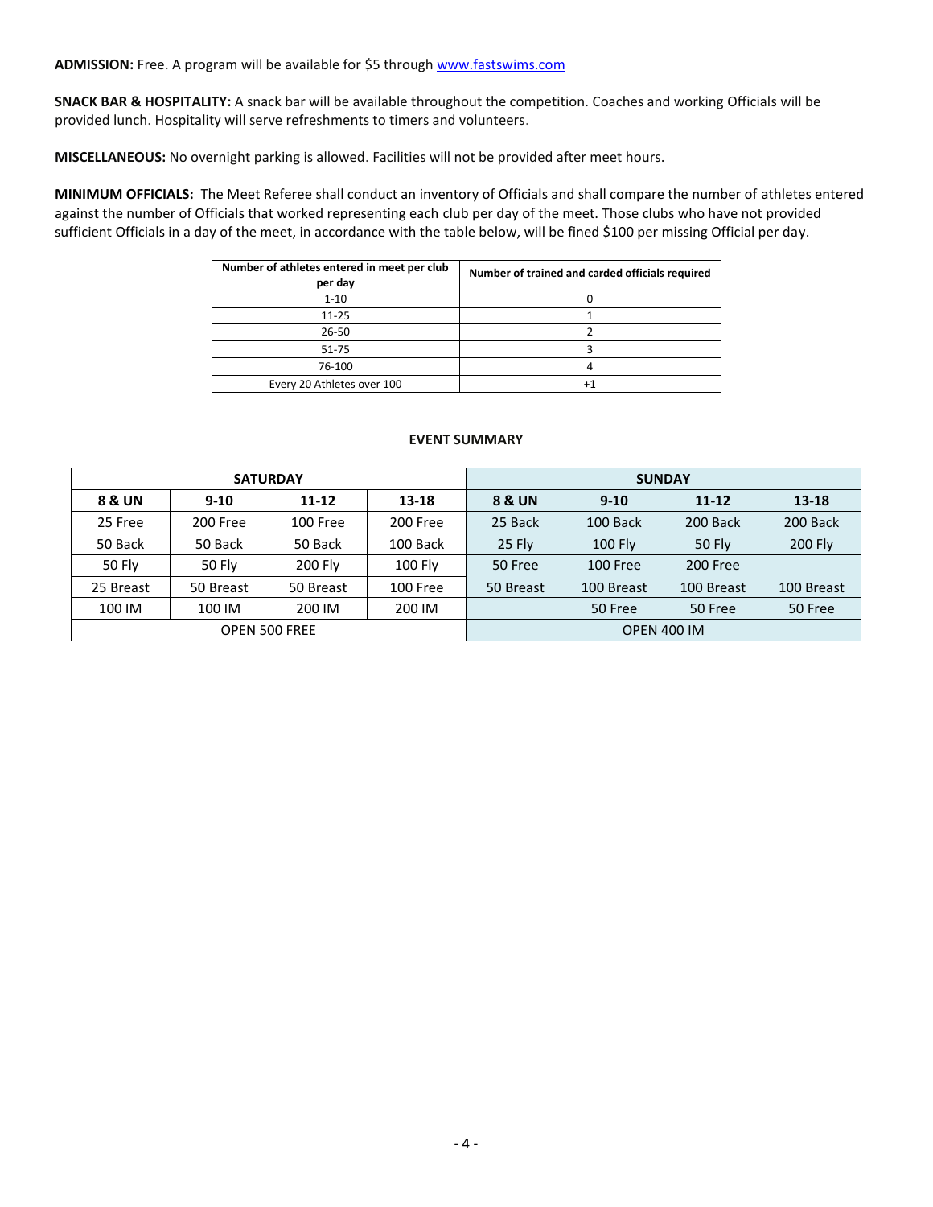**ADMISSION:** Free. A program will be available for $5 through www.fastswims.com

**SNACK BAR & HOSPITALITY:** A snack bar will be available throughout the competition. Coaches and working Officials will be provided lunch. Hospitality will serve refreshments to timers and volunteers.

**MISCELLANEOUS:** No overnight parking is allowed. Facilities will not be provided after meet hours.

**MINIMUM OFFICIALS:** The Meet Referee shall conduct an inventory of Officials and shall compare the number of athletes entered against the number of Officials that worked representing each club per day of the meet. Those clubs who have not provided sufficient Officials in a day of the meet, in accordance with the table below, will be fined $100 per missing Official per day.

| Number of athletes entered in meet per club per day | Number of trained and carded officials required |
|---|---|
| 1-10 | 0 |
| 11-25 | 1 |
| 26-50 | 2 |
| 51-75 | 3 |
| 76-100 | 4 |
| Every 20 Athletes over 100 | +1 |

**EVENT SUMMARY**

| SATURDAY | | | | SUNDAY | | | |
|---|---|---|---|---|---|---|---|
| **8 & UN** | **9-10** | **11-12** | **13-18** | **8 & UN** | **9-10** | **11-12** | **13-18** |
| 25 Free | 200 Free | 100 Free | 200 Free | 25 Back | 100 Back | 200 Back | 200 Back |
| 50 Back | 50 Back | 50 Back | 100 Back | 25 Fly | 100 Fly | 50 Fly | 200 Fly |
| 50 Fly | 50 Fly | 200 Fly | 100 Fly | 50 Free | 100 Free | 200 Free | |
| 25 Breast | 50 Breast | 50 Breast | 100 Free | 50 Breast | 100 Breast | 100 Breast | 100 Breast |
| 100 IM | 100 IM | 200 IM | 200 IM | | 50 Free | 50 Free | 50 Free |
| OPEN 500 FREE | | | | OPEN 400 IM | | | |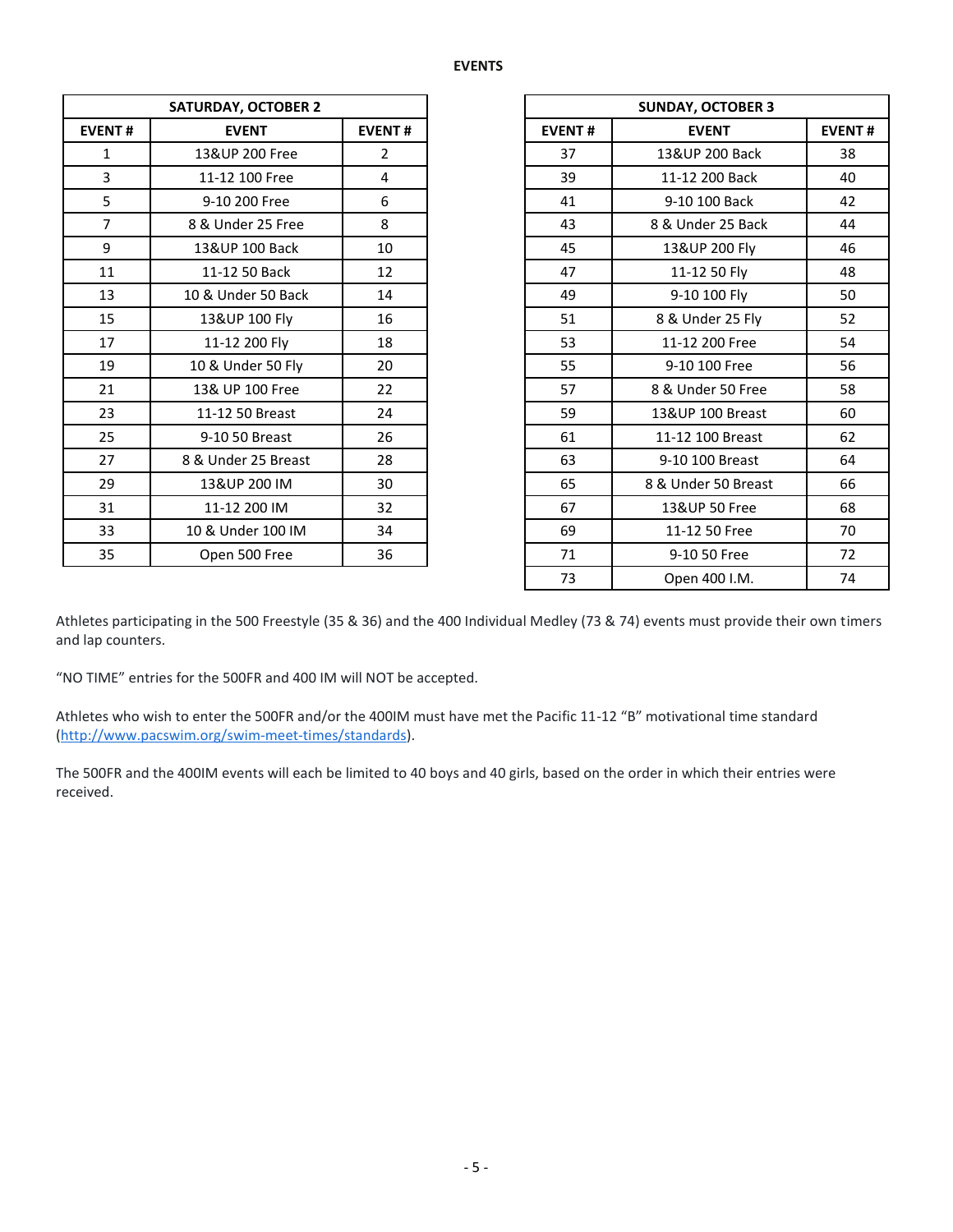## EVENTS

| SATURDAY, OCTOBER 2 | | |
|---|---|---|
| **EVENT #** | **EVENT** | **EVENT #** |
| 1 | 13&UP 200 Free | 2 |
| 3 | 11-12 100 Free | 4 |
| 5 | 9-10 200 Free | 6 |
| 7 | 8 & Under 25 Free | 8 |
| 9 | 13&UP 100 Back | 10 |
| 11 | 11-12 50 Back | 12 |
| 13 | 10 & Under 50 Back | 14 |
| 15 | 13&UP 100 Fly | 16 |
| 17 | 11-12 200 Fly | 18 |
| 19 | 10 & Under 50 Fly | 20 |
| 21 | 13& UP 100 Free | 22 |
| 23 | 11-12 50 Breast | 24 |
| 25 | 9-10 50 Breast | 26 |
| 27 | 8 & Under 25 Breast | 28 |
| 29 | 13&UP 200 IM | 30 |
| 31 | 11-12 200 IM | 32 |
| 33 | 10 & Under 100 IM | 34 |
| 35 | Open 500 Free | 36 |

| SUNDAY, OCTOBER 3 | | |
|---|---|---|
| **EVENT #** | **EVENT** | **EVENT #** |
| 37 | 13&UP 200 Back | 38 |
| 39 | 11-12 200 Back | 40 |
| 41 | 9-10 100 Back | 42 |
| 43 | 8 & Under 25 Back | 44 |
| 45 | 13&UP 200 Fly | 46 |
| 47 | 11-12 50 Fly | 48 |
| 49 | 9-10 100 Fly | 50 |
| 51 | 8 & Under 25 Fly | 52 |
| 53 | 11-12 200 Free | 54 |
| 55 | 9-10 100 Free | 56 |
| 57 | 8 & Under 50 Free | 58 |
| 59 | 13&UP 100 Breast | 60 |
| 61 | 11-12 100 Breast | 62 |
| 63 | 9-10 100 Breast | 64 |
| 65 | 8 & Under 50 Breast | 66 |
| 67 | 13&UP 50 Free | 68 |
| 69 | 11-12 50 Free | 70 |
| 71 | 9-10 50 Free | 72 |
| 73 | Open 400 I.M. | 74 |

Athletes participating in the 500 Freestyle (35 & 36) and the 400 Individual Medley (73 & 74) events must provide their own timers and lap counters.

"NO TIME" entries for the 500FR and 400 IM will NOT be accepted.

Athletes who wish to enter the 500FR and/or the 400IM must have met the Pacific 11-12 "B" motivational time standard (http://www.pacswim.org/swim-meet-times/standards).

The 500FR and the 400IM events will each be limited to 40 boys and 40 girls, based on the order in which their entries were received.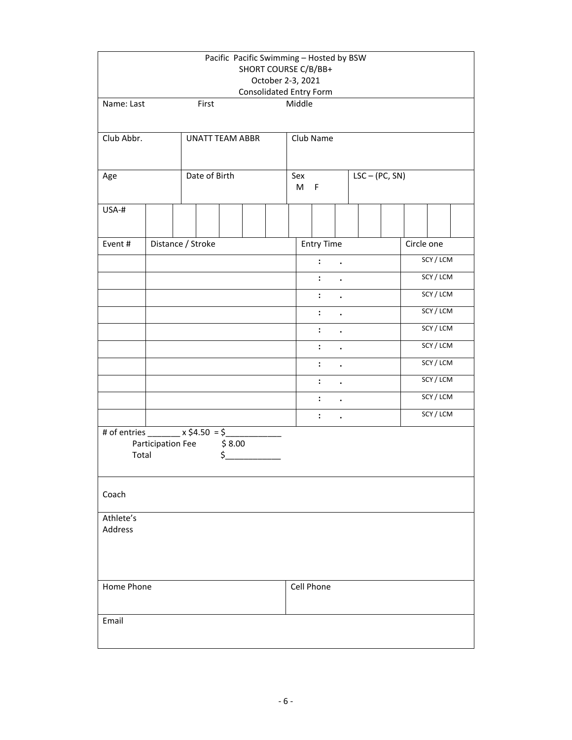Pacific Pacific Swimming – Hosted by BSW
SHORT COURSE C/B/BB+
October 2-3, 2021
Consolidated Entry Form

| | | | |
|---|---|---|---|
| Name: Last | First | Middle | |
| Club Abbr. | UNATT TEAM ABBR | Club Name | |
| Age | Date of Birth | Sex M F | LSC – (PC, SN) |

| | | | | | | | | | | | | | | |
|---|---|---|---|---|---|---|---|---|---|---|---|---|---|---|
| USA-# | | | | | | | | | | | | | | |

| Event # | Distance / Stroke | Entry Time | Circle one |
|---|---|---|---|
| | | : . | SCY / LCM |
| | | : . | SCY / LCM |
| | | : . | SCY / LCM |
| | | : . | SCY / LCM |
| | | : . | SCY / LCM |
| | | : . | SCY / LCM |
| | | : . | SCY / LCM |
| | | : . | SCY / LCM |
| | | : . | SCY / LCM |
| | | : . | SCY / LCM |

# of entries _______ x $4.50 = $____________
Participation Fee $ 8.00
Total $____________

Coach

Athlete's Address

| | |
|---|---|
| Home Phone | Cell Phone |

Email